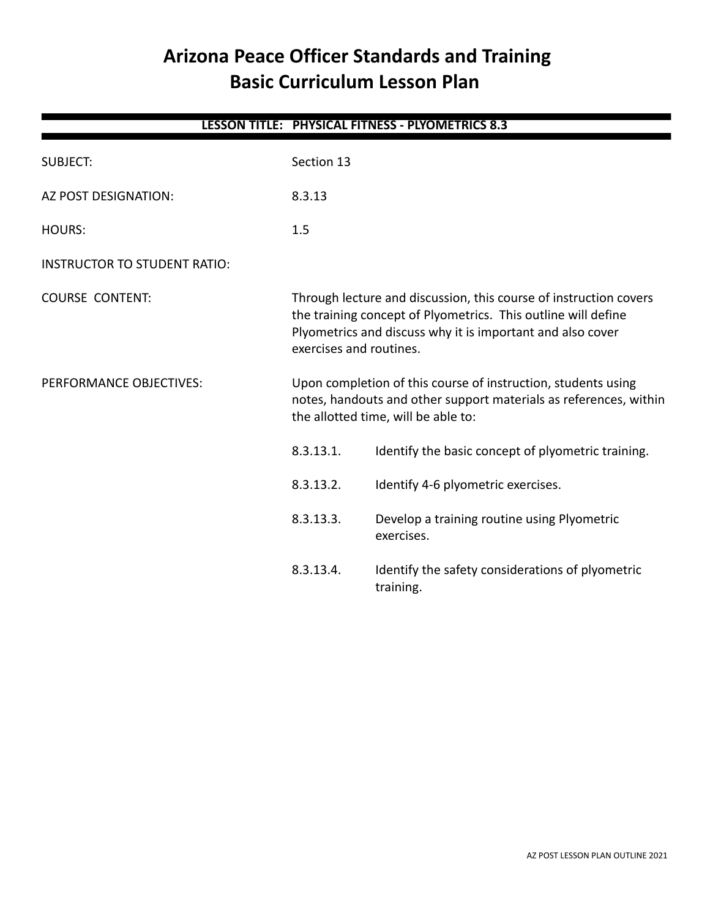# Arizona Peace Officer Standards and Training
# Basic Curriculum Lesson Plan

**LESSON TITLE: PHYSICAL FITNESS - PLYOMETRICS 8.3**

| | |
|---|---|
| SUBJECT: | Section 13 |
| AZ POST DESIGNATION: | 8.3.13 |
| HOURS: | 1.5 |
| INSTRUCTOR TO STUDENT RATIO: | |
| COURSE CONTENT: | Through lecture and discussion, this course of instruction covers the training concept of Plyometrics. This outline will define Plyometrics and discuss why it is important and also cover exercises and routines. |
| PERFORMANCE OBJECTIVES: | Upon completion of this course of instruction, students using notes, handouts and other support materials as references, within the allotted time, will be able to: |

- 8.3.13.1. Identify the basic concept of plyometric training.
- 8.3.13.2. Identify 4-6 plyometric exercises.
- 8.3.13.3. Develop a training routine using Plyometric exercises.
- 8.3.13.4. Identify the safety considerations of plyometric training.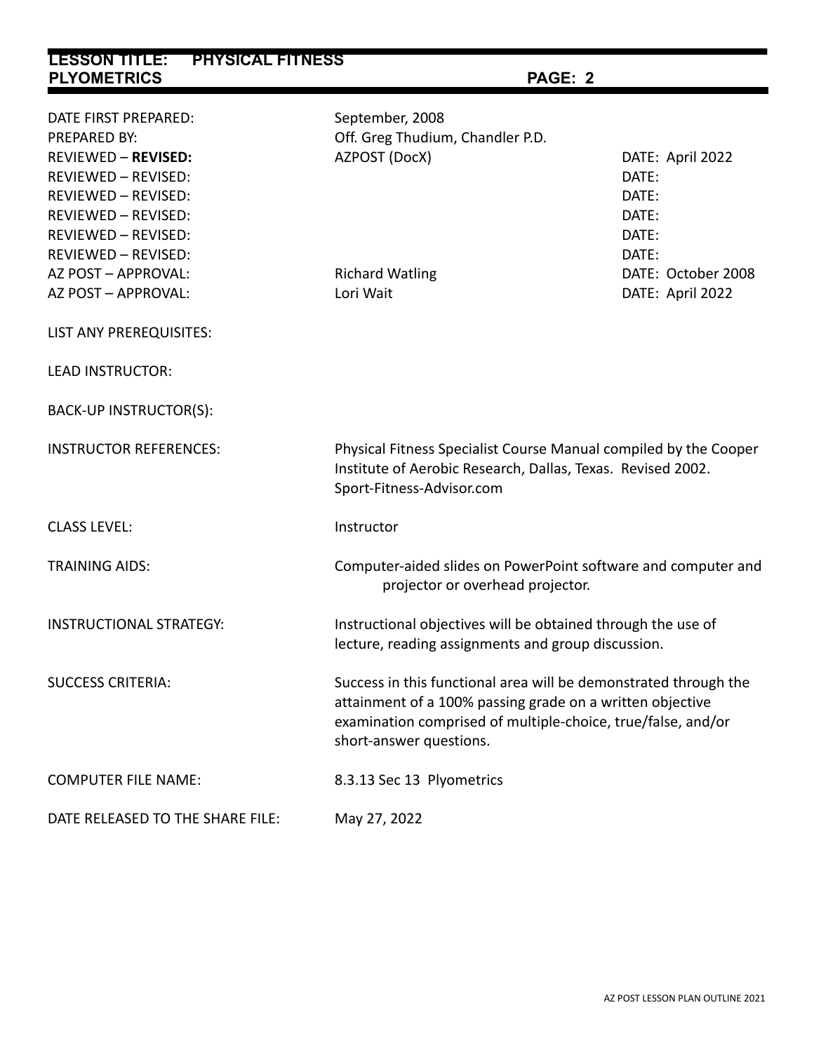| | | |
|---|---|---|
| DATE FIRST PREPARED: | September, 2008 | |
| PREPARED BY: | Off. Greg Thudium, Chandler P.D. | |
| REVIEWED – **REVISED:** | AZPOST (DocX) | DATE: April 2022 |
| REVIEWED – REVISED: | | DATE: |
| REVIEWED – REVISED: | | DATE: |
| REVIEWED – REVISED: | | DATE: |
| REVIEWED – REVISED: | | DATE: |
| REVIEWED – REVISED: | | DATE: |
| AZ POST – APPROVAL: | Richard Watling | DATE: October 2008 |
| AZ POST – APPROVAL: | Lori Wait | DATE: April 2022 |

LIST ANY PREREQUISITES:

LEAD INSTRUCTOR:

BACK-UP INSTRUCTOR(S):

| | |
|---|---|
| INSTRUCTOR REFERENCES: | Physical Fitness Specialist Course Manual compiled by the Cooper Institute of Aerobic Research, Dallas, Texas. Revised 2002. Sport-Fitness-Advisor.com |
| CLASS LEVEL: | Instructor |
| TRAINING AIDS: | Computer-aided slides on PowerPoint software and computer and projector or overhead projector. |
| INSTRUCTIONAL STRATEGY: | Instructional objectives will be obtained through the use of lecture, reading assignments and group discussion. |
| SUCCESS CRITERIA: | Success in this functional area will be demonstrated through the attainment of a 100% passing grade on a written objective examination comprised of multiple-choice, true/false, and/or short-answer questions. |
| COMPUTER FILE NAME: | 8.3.13 Sec 13 Plyometrics |
| DATE RELEASED TO THE SHARE FILE: | May 27, 2022 |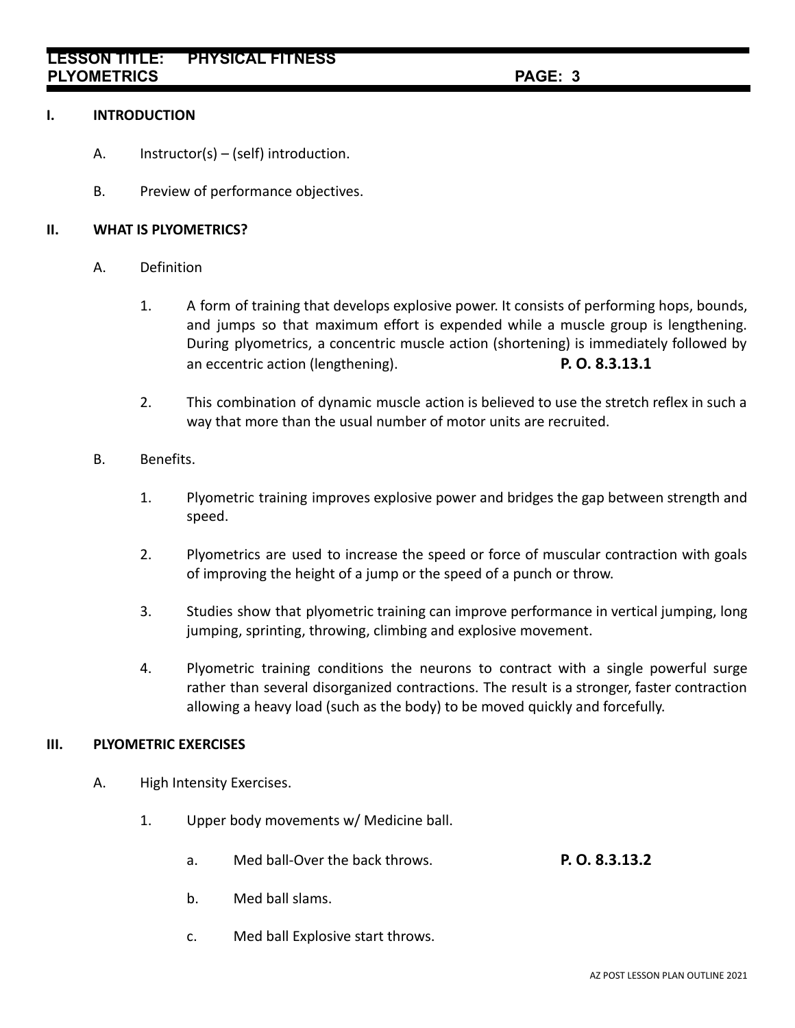## I. INTRODUCTION

A. Instructor(s) – (self) introduction.

B. Preview of performance objectives.

## II. WHAT IS PLYOMETRICS?

A. Definition

1. A form of training that develops explosive power. It consists of performing hops, bounds, and jumps so that maximum effort is expended while a muscle group is lengthening. During plyometrics, a concentric muscle action (shortening) is immediately followed by an eccentric action (lengthening). **P. O. 8.3.13.1**

2. This combination of dynamic muscle action is believed to use the stretch reflex in such a way that more than the usual number of motor units are recruited.

B. Benefits.

1. Plyometric training improves explosive power and bridges the gap between strength and speed.

2. Plyometrics are used to increase the speed or force of muscular contraction with goals of improving the height of a jump or the speed of a punch or throw.

3. Studies show that plyometric training can improve performance in vertical jumping, long jumping, sprinting, throwing, climbing and explosive movement.

4. Plyometric training conditions the neurons to contract with a single powerful surge rather than several disorganized contractions. The result is a stronger, faster contraction allowing a heavy load (such as the body) to be moved quickly and forcefully.

## III. PLYOMETRIC EXERCISES

A. High Intensity Exercises.

1. Upper body movements w/ Medicine ball.

   a. Med ball-Over the back throws. **P. O. 8.3.13.2**

   b. Med ball slams.

   c. Med ball Explosive start throws.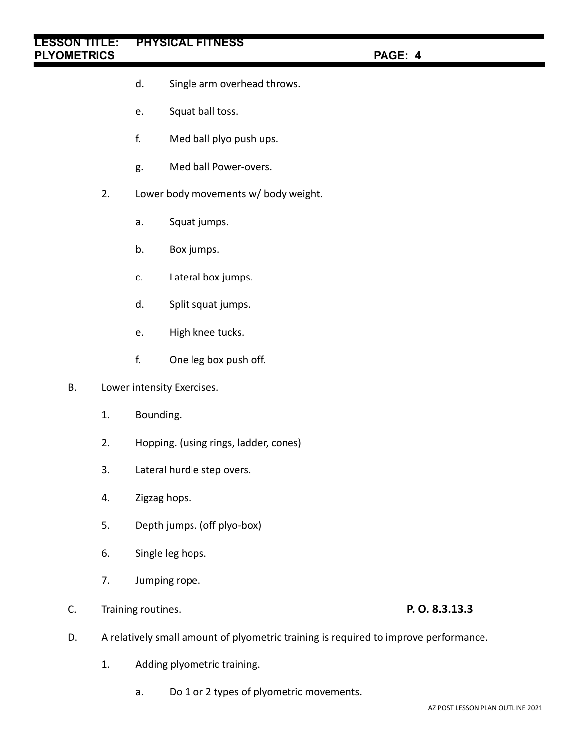d. Single arm overhead throws.

e. Squat ball toss.

f. Med ball plyo push ups.

g. Med ball Power-overs.

2. Lower body movements w/ body weight.

   a. Squat jumps.

   b. Box jumps.

   c. Lateral box jumps.

   d. Split squat jumps.

   e. High knee tucks.

   f. One leg box push off.

B. Lower intensity Exercises.

   1. Bounding.

   2. Hopping. (using rings, ladder, cones)

   3. Lateral hurdle step overs.

   4. Zigzag hops.

   5. Depth jumps. (off plyo-box)

   6. Single leg hops.

   7. Jumping rope.

C. Training routines. **P. O. 8.3.13.3**

D. A relatively small amount of plyometric training is required to improve performance.

   1. Adding plyometric training.

      a. Do 1 or 2 types of plyometric movements.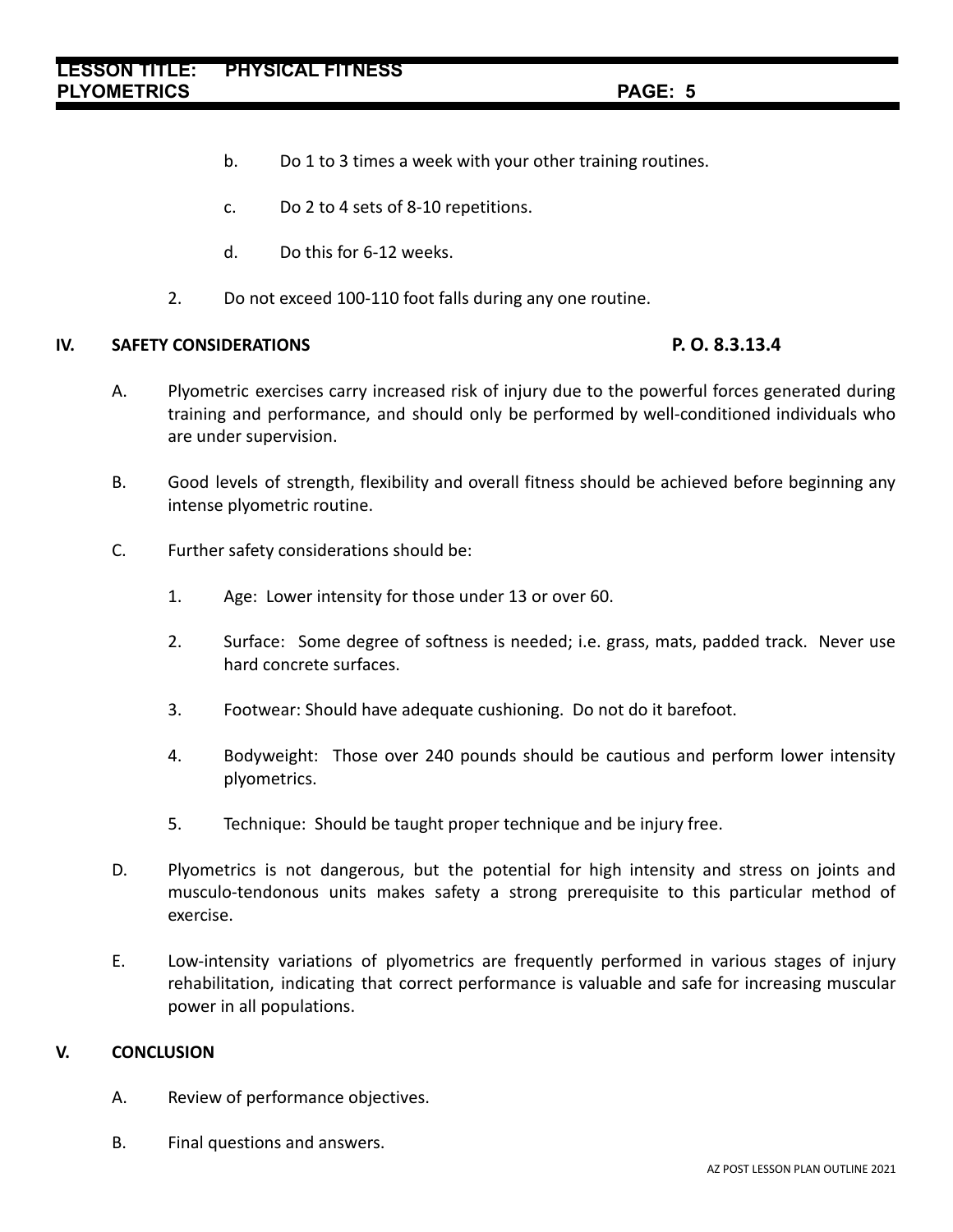b. Do 1 to 3 times a week with your other training routines.

c. Do 2 to 4 sets of 8-10 repetitions.

d. Do this for 6-12 weeks.

2. Do not exceed 100-110 foot falls during any one routine.

## IV. SAFETY CONSIDERATIONS — P. O. 8.3.13.4

A. Plyometric exercises carry increased risk of injury due to the powerful forces generated during training and performance, and should only be performed by well-conditioned individuals who are under supervision.

B. Good levels of strength, flexibility and overall fitness should be achieved before beginning any intense plyometric routine.

C. Further safety considerations should be:

1. Age: Lower intensity for those under 13 or over 60.

2. Surface: Some degree of softness is needed; i.e. grass, mats, padded track. Never use hard concrete surfaces.

3. Footwear: Should have adequate cushioning. Do not do it barefoot.

4. Bodyweight: Those over 240 pounds should be cautious and perform lower intensity plyometrics.

5. Technique: Should be taught proper technique and be injury free.

D. Plyometrics is not dangerous, but the potential for high intensity and stress on joints and musculo-tendonous units makes safety a strong prerequisite to this particular method of exercise.

E. Low-intensity variations of plyometrics are frequently performed in various stages of injury rehabilitation, indicating that correct performance is valuable and safe for increasing muscular power in all populations.

## V. CONCLUSION

A. Review of performance objectives.

B. Final questions and answers.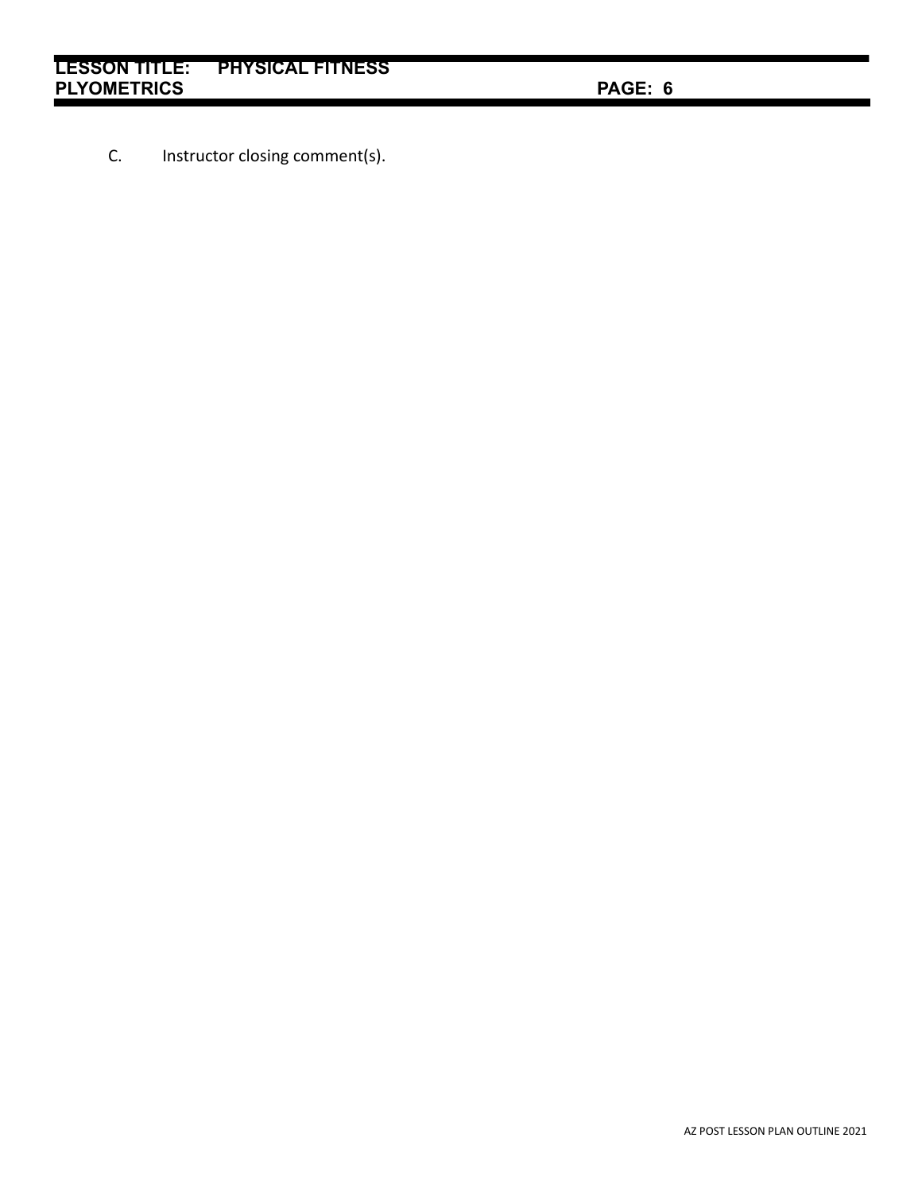C. Instructor closing comment(s).